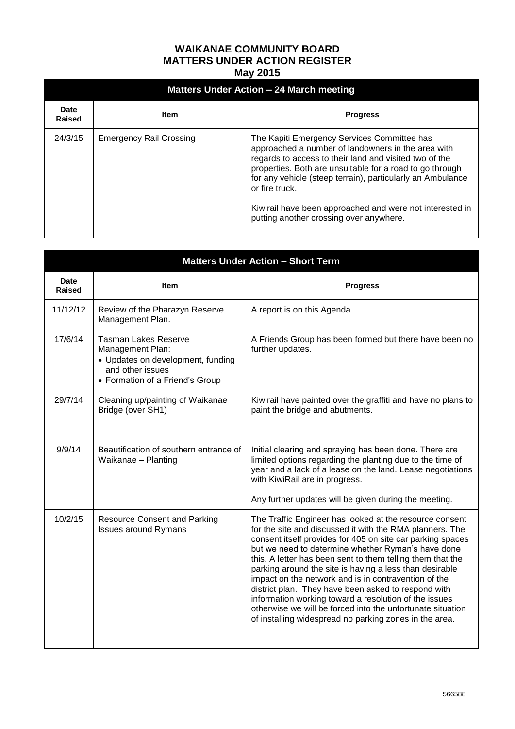# WAIKANAE COMMUNITY BOARD
# MATTERS UNDER ACTION REGISTER
## May 2015

| Matters Under Action – 24 March meeting | | |
|---|---|---|
| **Date Raised** | **Item** | **Progress** |
| 24/3/15 | Emergency Rail Crossing | The Kapiti Emergency Services Committee has approached a number of landowners in the area with regards to access to their land and visited two of the properties. Both are unsuitable for a road to go through for any vehicle (steep terrain), particularly an Ambulance or fire truck.<br><br>Kiwirail have been approached and were not interested in putting another crossing over anywhere. |

| Matters Under Action – Short Term | | |
|---|---|---|
| **Date Raised** | **Item** | **Progress** |
| 11/12/12 | Review of the Pharazyn Reserve Management Plan. | A report is on this Agenda. |
| 17/6/14 | Tasman Lakes Reserve Management Plan:<br>• Updates on development, funding and other issues<br>• Formation of a Friend's Group | A Friends Group has been formed but there have been no further updates. |
| 29/7/14 | Cleaning up/painting of Waikanae Bridge (over SH1) | Kiwirail have painted over the graffiti and have no plans to paint the bridge and abutments. |
| 9/9/14 | Beautification of southern entrance of Waikanae – Planting | Initial clearing and spraying has been done. There are limited options regarding the planting due to the time of year and a lack of a lease on the land. Lease negotiations with KiwiRail are in progress.<br><br>Any further updates will be given during the meeting. |
| 10/2/15 | Resource Consent and Parking Issues around Rymans | The Traffic Engineer has looked at the resource consent for the site and discussed it with the RMA planners. The consent itself provides for 405 on site car parking spaces but we need to determine whether Ryman's have done this. A letter has been sent to them telling them that the parking around the site is having a less than desirable impact on the network and is in contravention of the district plan. They have been asked to respond with information working toward a resolution of the issues otherwise we will be forced into the unfortunate situation of installing widespread no parking zones in the area. |

566588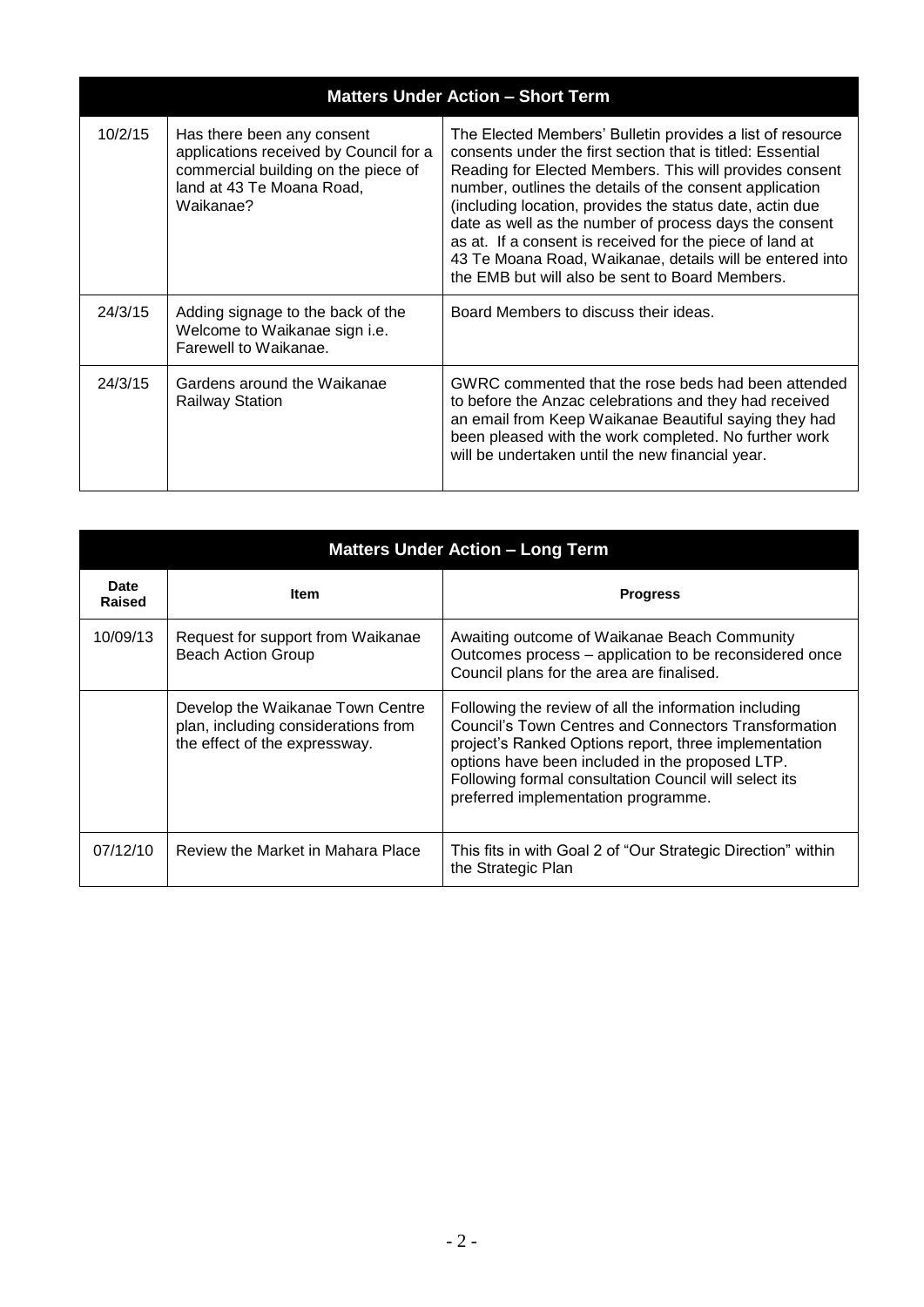| Matters Under Action – Short Term | | |
|---|---|---|
| 10/2/15 | Has there been any consent applications received by Council for a commercial building on the piece of land at 43 Te Moana Road, Waikanae? | The Elected Members' Bulletin provides a list of resource consents under the first section that is titled: Essential Reading for Elected Members. This will provides consent number, outlines the details of the consent application (including location, provides the status date, actin due date as well as the number of process days the consent as at. If a consent is received for the piece of land at 43 Te Moana Road, Waikanae, details will be entered into the EMB but will also be sent to Board Members. |
| 24/3/15 | Adding signage to the back of the Welcome to Waikanae sign i.e. Farewell to Waikanae. | Board Members to discuss their ideas. |
| 24/3/15 | Gardens around the Waikanae Railway Station | GWRC commented that the rose beds had been attended to before the Anzac celebrations and they had received an email from Keep Waikanae Beautiful saying they had been pleased with the work completed. No further work will be undertaken until the new financial year. |

| Matters Under Action – Long Term | | |
|---|---|---|
| **Date Raised** | **Item** | **Progress** |
| 10/09/13 | Request for support from Waikanae Beach Action Group | Awaiting outcome of Waikanae Beach Community Outcomes process – application to be reconsidered once Council plans for the area are finalised. |
| | Develop the Waikanae Town Centre plan, including considerations from the effect of the expressway. | Following the review of all the information including Council's Town Centres and Connectors Transformation project's Ranked Options report, three implementation options have been included in the proposed LTP. Following formal consultation Council will select its preferred implementation programme. |
| 07/12/10 | Review the Market in Mahara Place | This fits in with Goal 2 of "Our Strategic Direction" within the Strategic Plan |